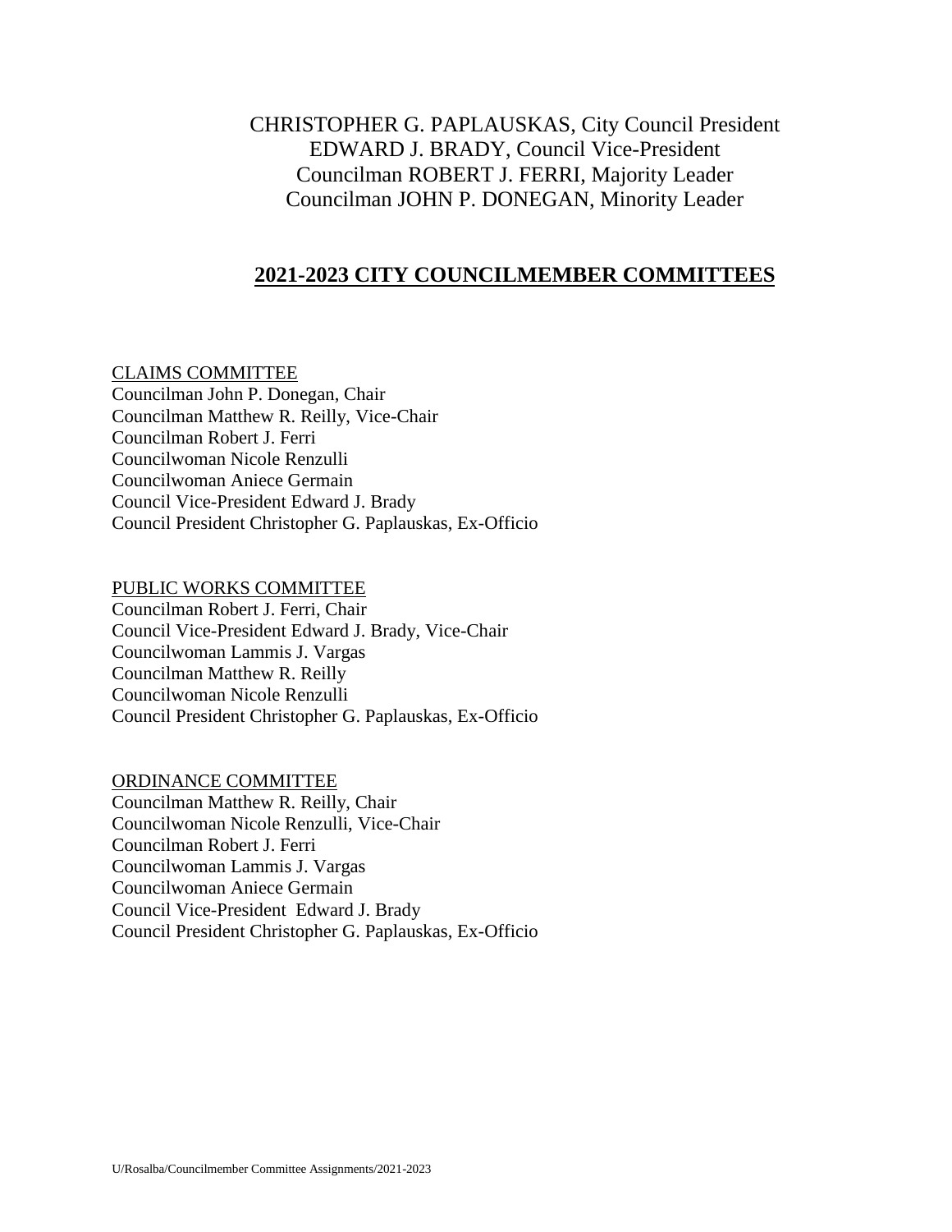CHRISTOPHER G. PAPLAUSKAS, City Council President
EDWARD J. BRADY, Council Vice-President
Councilman ROBERT J. FERRI, Majority Leader
Councilman JOHN P. DONEGAN, Minority Leader

# 2021-2023 CITY COUNCILMEMBER COMMITTEES

CLAIMS COMMITTEE
Councilman John P. Donegan, Chair
Councilman Matthew R. Reilly, Vice-Chair
Councilman Robert J. Ferri
Councilwoman Nicole Renzulli
Councilwoman Aniece Germain
Council Vice-President Edward J. Brady
Council President Christopher G. Paplauskas, Ex-Officio

PUBLIC WORKS COMMITTEE
Councilman Robert J. Ferri, Chair
Council Vice-President Edward J. Brady, Vice-Chair
Councilwoman Lammis J. Vargas
Councilman Matthew R. Reilly
Councilwoman Nicole Renzulli
Council President Christopher G. Paplauskas, Ex-Officio

ORDINANCE COMMITTEE
Councilman Matthew R. Reilly, Chair
Councilwoman Nicole Renzulli, Vice-Chair
Councilman Robert J. Ferri
Councilwoman Lammis J. Vargas
Councilwoman Aniece Germain
Council Vice-President Edward J. Brady
Council President Christopher G. Paplauskas, Ex-Officio

U/Rosalba/Councilmember Committee Assignments/2021-2023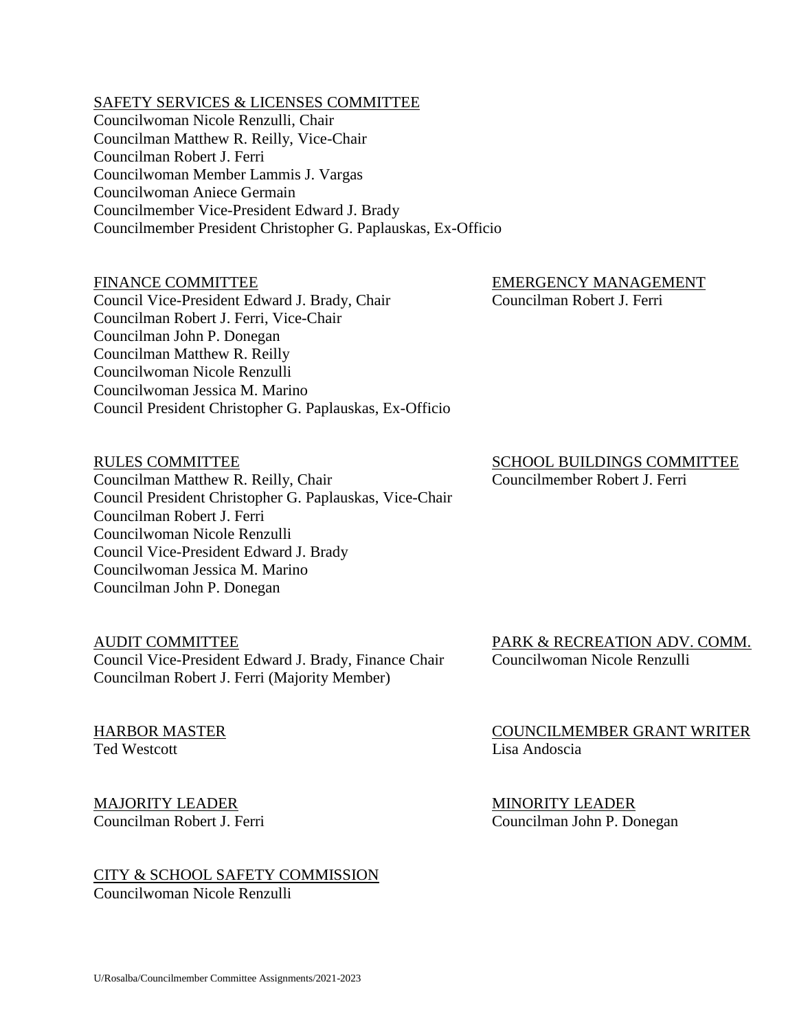SAFETY SERVICES & LICENSES COMMITTEE
Councilwoman Nicole Renzulli, Chair
Councilman Matthew R. Reilly, Vice-Chair
Councilman Robert J. Ferri
Councilwoman Member Lammis J. Vargas
Councilwoman Aniece Germain
Councilmember Vice-President Edward J. Brady
Councilmember President Christopher G. Paplauskas, Ex-Officio

FINANCE COMMITTEE
Council Vice-President Edward J. Brady, Chair
Councilman Robert J. Ferri, Vice-Chair
Councilman John P. Donegan
Councilman Matthew R. Reilly
Councilwoman Nicole Renzulli
Councilwoman Jessica M. Marino
Council President Christopher G. Paplauskas, Ex-Officio

EMERGENCY MANAGEMENT
Councilman Robert J. Ferri

RULES COMMITTEE
Councilman Matthew R. Reilly, Chair
Council President Christopher G. Paplauskas, Vice-Chair
Councilman Robert J. Ferri
Councilwoman Nicole Renzulli
Council Vice-President Edward J. Brady
Councilwoman Jessica M. Marino
Councilman John P. Donegan

SCHOOL BUILDINGS COMMITTEE
Councilmember Robert J. Ferri

AUDIT COMMITTEE
Council Vice-President Edward J. Brady, Finance Chair
Councilman Robert J. Ferri (Majority Member)

PARK & RECREATION ADV. COMM.
Councilwoman Nicole Renzulli

HARBOR MASTER
Ted Westcott

COUNCILMEMBER GRANT WRITER
Lisa Andoscia

MAJORITY LEADER
Councilman Robert J. Ferri

MINORITY LEADER
Councilman John P. Donegan

CITY & SCHOOL SAFETY COMMISSION
Councilwoman Nicole Renzulli

U/Rosalba/Councilmember Committee Assignments/2021-2023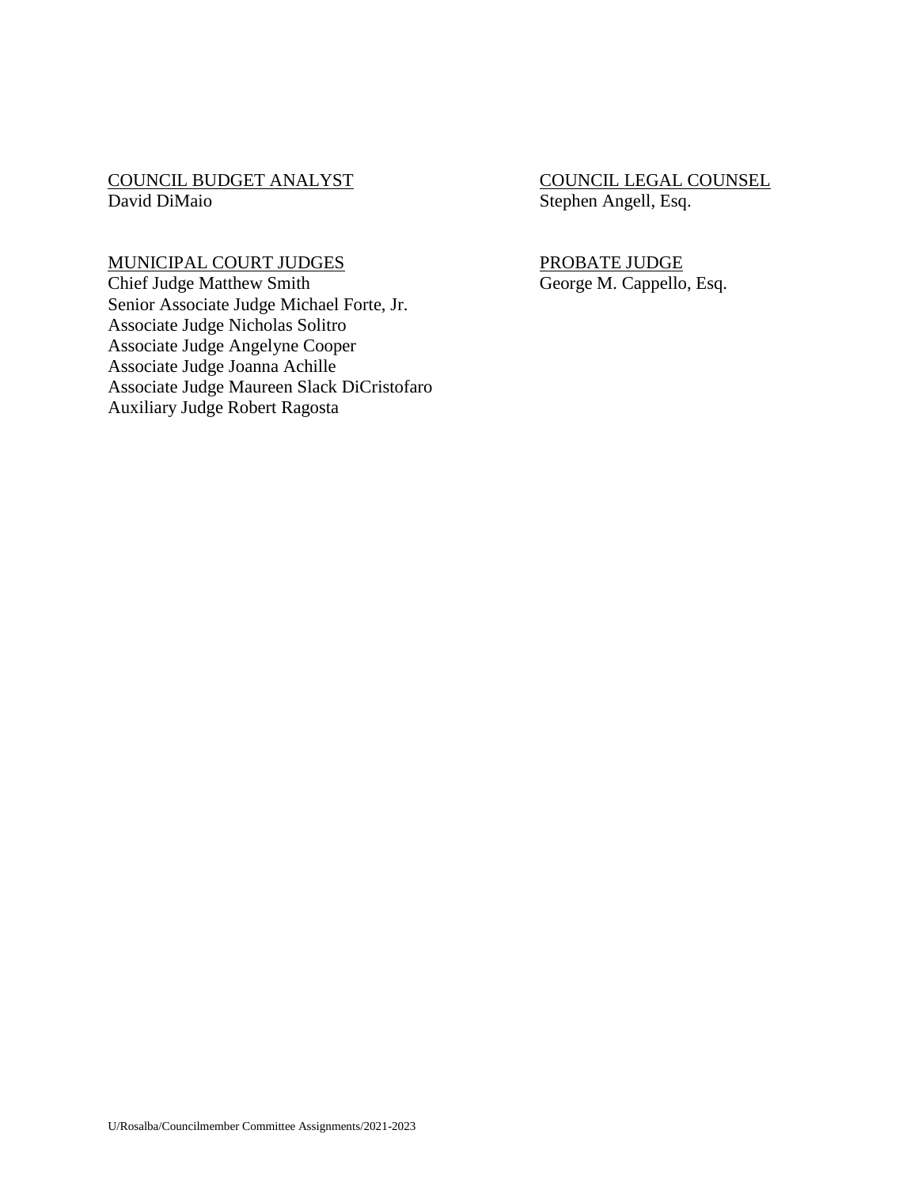COUNCIL BUDGET ANALYST
David DiMaio

COUNCIL LEGAL COUNSEL
Stephen Angell, Esq.

MUNICIPAL COURT JUDGES
Chief Judge Matthew Smith
Senior Associate Judge Michael Forte, Jr.
Associate Judge Nicholas Solitro
Associate Judge Angelyne Cooper
Associate Judge Joanna Achille
Associate Judge Maureen Slack DiCristofaro
Auxiliary Judge Robert Ragosta

PROBATE JUDGE
George M. Cappello, Esq.

U/Rosalba/Councilmember Committee Assignments/2021-2023